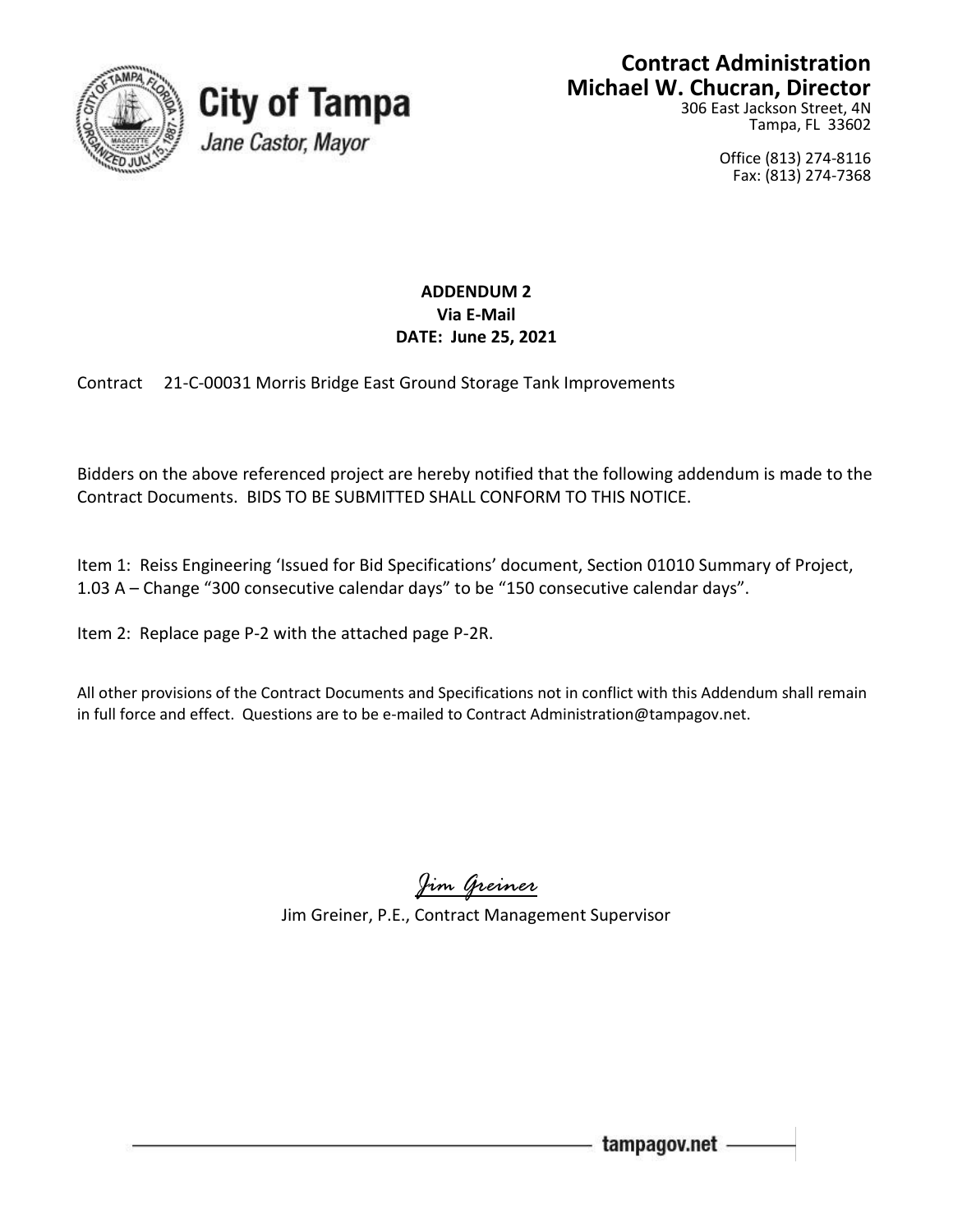**City of Tampa**

*Jane Castor, Mayor*

**Contract Administration**
**Michael W. Chucran, Director**
306 East Jackson Street, 4N
Tampa, FL 33602

Office (813) 274-8116
Fax: (813) 274-7368

**ADDENDUM 2**
**Via E-Mail**
**DATE: June 25, 2021**

Contract 21-C-00031 Morris Bridge East Ground Storage Tank Improvements

Bidders on the above referenced project are hereby notified that the following addendum is made to the Contract Documents. BIDS TO BE SUBMITTED SHALL CONFORM TO THIS NOTICE.

Item 1: Reiss Engineering 'Issued for Bid Specifications' document, Section 01010 Summary of Project, 1.03 A – Change "300 consecutive calendar days" to be "150 consecutive calendar days".

Item 2: Replace page P-2 with the attached page P-2R.

All other provisions of the Contract Documents and Specifications not in conflict with this Addendum shall remain in full force and effect. Questions are to be e-mailed to Contract Administration@tampagov.net.

*Jim Greiner*

Jim Greiner, P.E., Contract Management Supervisor

tampagov.net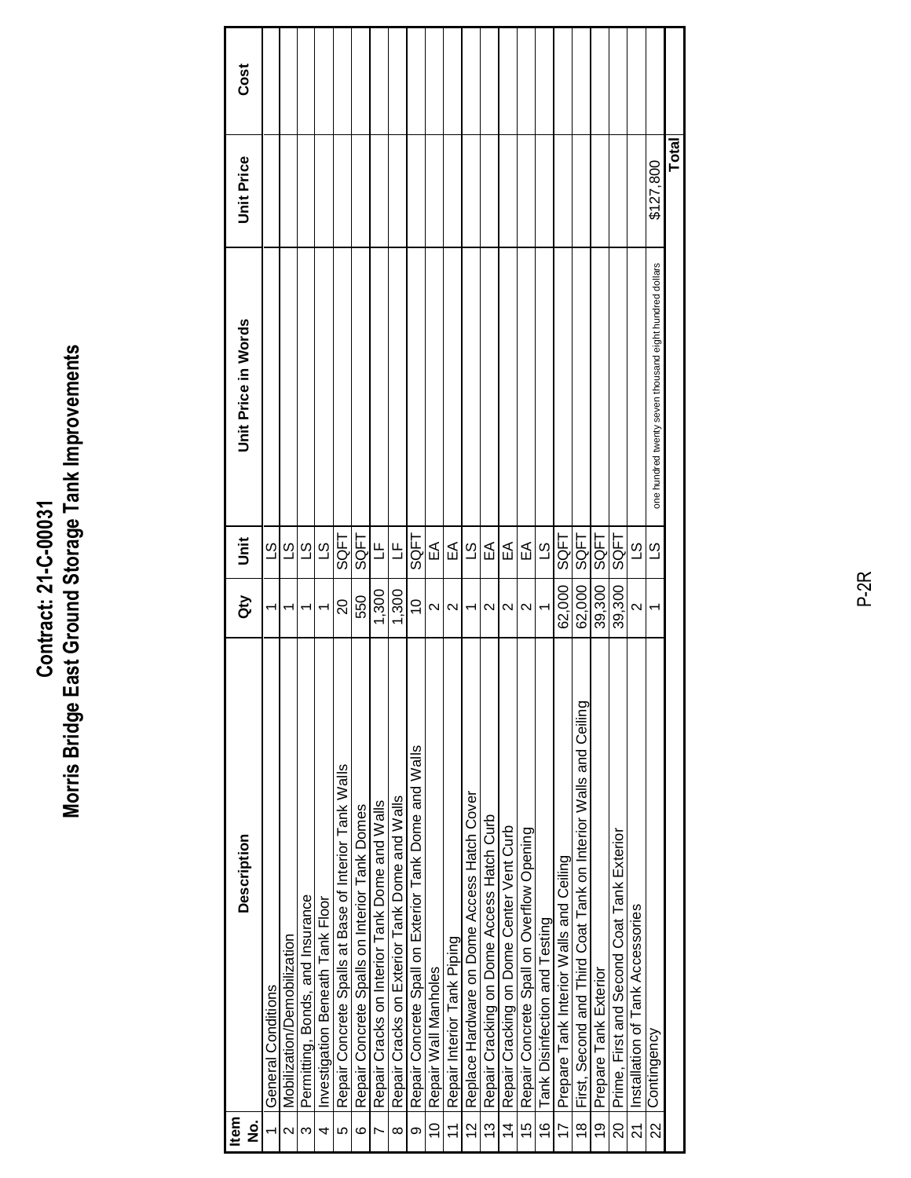**Contract: 21-C-00031**

**Morris Bridge East Ground Storage Tank Improvements**

| Item No. | Description | Qty | Unit | Unit Price in Words | Unit Price | Cost |
|---|---|---|---|---|---|---|
| 1 | General Conditions | 1 | LS | | | |
| 2 | Mobilization/Demobilization | 1 | LS | | | |
| 3 | Permitting, Bonds, and Insurance | 1 | LS | | | |
| 4 | Investigation Beneath Tank Floor | 1 | LS | | | |
| 5 | Repair Concrete Spalls at Base of Interior Tank Walls | 20 | SQFT | | | |
| 6 | Repair Concrete Spalls on Interior Tank Domes | 550 | SQFT | | | |
| 7 | Repair Cracks on Interior Tank Dome and Walls | 1,300 | LF | | | |
| 8 | Repair Cracks on Exterior Tank Dome and Walls | 1,300 | LF | | | |
| 9 | Repair Concrete Spall on Exterior Tank Dome and Walls | 10 | SQFT | | | |
| 10 | Repair Wall Manholes | 2 | EA | | | |
| 11 | Repair Interior Tank Piping | 2 | EA | | | |
| 12 | Replace Hardware on Dome Access Hatch Cover | 1 | LS | | | |
| 13 | Repair Cracking on Dome Access Hatch Curb | 2 | EA | | | |
| 14 | Repair Cracking on Dome Center Vent Curb | 2 | EA | | | |
| 15 | Repair Concrete Spall on Overflow Opening | 2 | EA | | | |
| 16 | Tank Disinfection and Testing | 1 | LS | | | |
| 17 | Prepare Tank Interior Walls and Ceiling | 62,000 | SQFT | | | |
| 18 | First, Second and Third Coat Tank on Interior Walls and Ceiling | 62,000 | SQFT | | | |
| 19 | Prepare Tank Exterior | 39,300 | SQFT | | | |
| 20 | Prime, First and Second Coat Tank Exterior | 39,300 | SQFT | | | |
| 21 | Installation of Tank Accessories | 2 | LS | | | |
| 22 | Contingency | 1 | LS | one hundred twenty seven thousand eight hundred dollars | $127,800 | |
| | | | | | **Total** | |